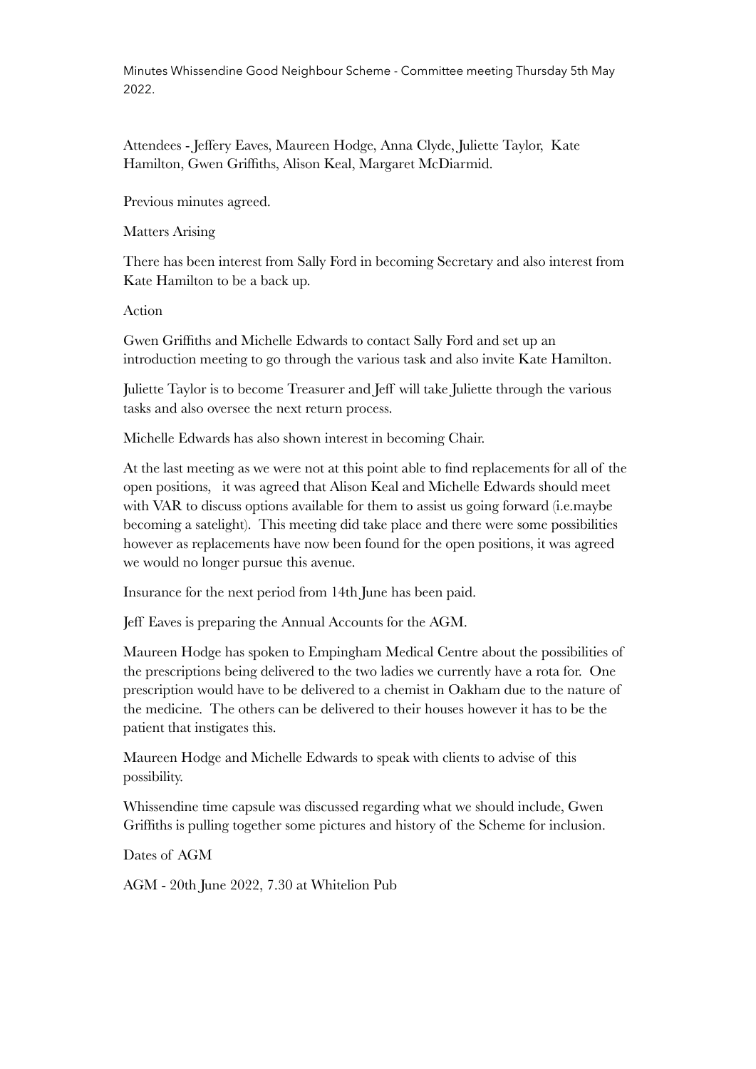Minutes Whissendine Good Neighbour Scheme - Committee meeting Thursday 5th May 2022.

Attendees - Jeffery Eaves, Maureen Hodge, Anna Clyde, Juliette Taylor, Kate Hamilton, Gwen Griffiths, Alison Keal, Margaret McDiarmid.

Previous minutes agreed.

Matters Arising

There has been interest from Sally Ford in becoming Secretary and also interest from Kate Hamilton to be a back up.

Action

Gwen Griffiths and Michelle Edwards to contact Sally Ford and set up an introduction meeting to go through the various task and also invite Kate Hamilton.

Juliette Taylor is to become Treasurer and Jeff will take Juliette through the various tasks and also oversee the next return process.

Michelle Edwards has also shown interest in becoming Chair.

At the last meeting as we were not at this point able to find replacements for all of the open positions, it was agreed that Alison Keal and Michelle Edwards should meet with VAR to discuss options available for them to assist us going forward (i.e.maybe becoming a satelight). This meeting did take place and there were some possibilities however as replacements have now been found for the open positions, it was agreed we would no longer pursue this avenue.

Insurance for the next period from 14th June has been paid.

Jeff Eaves is preparing the Annual Accounts for the AGM.

Maureen Hodge has spoken to Empingham Medical Centre about the possibilities of the prescriptions being delivered to the two ladies we currently have a rota for. One prescription would have to be delivered to a chemist in Oakham due to the nature of the medicine. The others can be delivered to their houses however it has to be the patient that instigates this.

Maureen Hodge and Michelle Edwards to speak with clients to advise of this possibility.

Whissendine time capsule was discussed regarding what we should include, Gwen Griffiths is pulling together some pictures and history of the Scheme for inclusion.

Dates of AGM

AGM - 20th June 2022, 7.30 at Whitelion Pub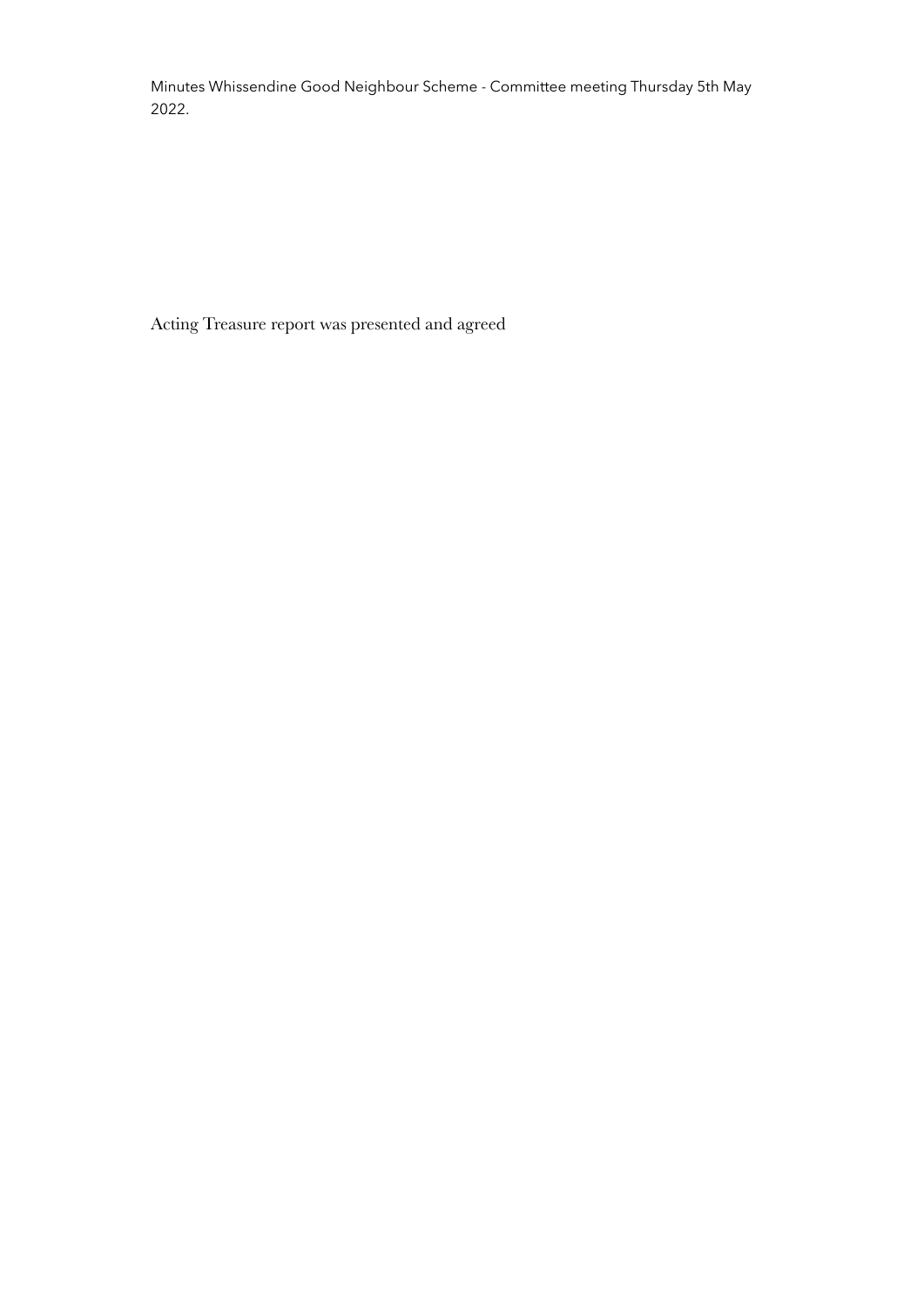Minutes Whissendine Good Neighbour Scheme - Committee meeting Thursday 5th May 2022.

Acting Treasure report was presented and agreed